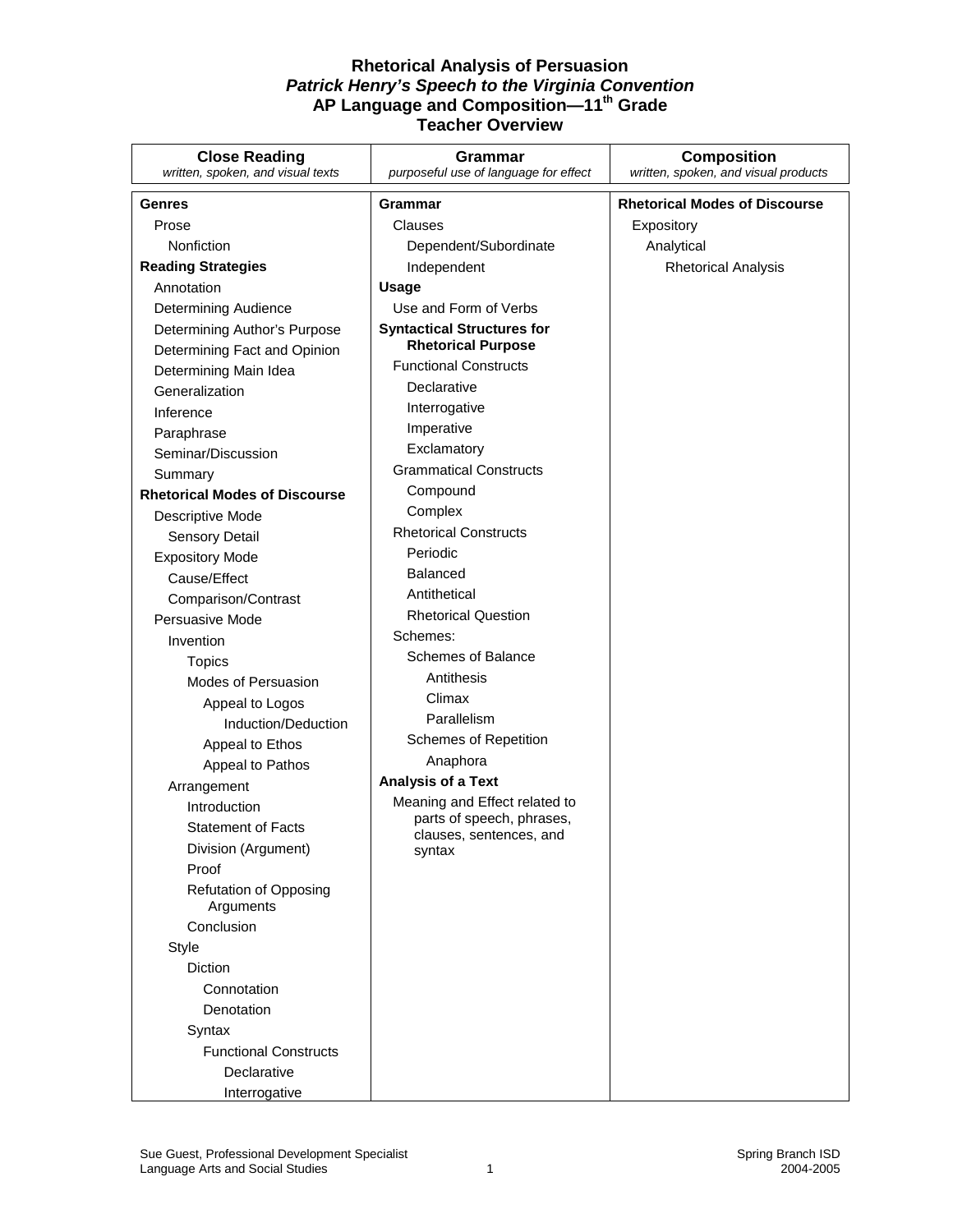# Rhetorical Analysis of Persuasion
## *Patrick Henry's Speech to the Virginia Convention*
## AP Language and Composition—11th Grade
## Teacher Overview

| **Close Reading**<br>*written, spoken, and visual texts* | **Grammar**<br>*purposeful use of language for effect* | **Composition**<br>*written, spoken, and visual products* |
|---|---|---|
| **Genres**<br>Prose<br>Nonfiction<br>**Reading Strategies**<br>Annotation<br>Determining Audience<br>Determining Author's Purpose<br>Determining Fact and Opinion<br>Determining Main Idea<br>Generalization<br>Inference<br>Paraphrase<br>Seminar/Discussion<br>Summary<br>**Rhetorical Modes of Discourse**<br>Descriptive Mode<br>Sensory Detail<br>Expository Mode<br>Cause/Effect<br>Comparison/Contrast<br>Persuasive Mode<br>Invention<br>Topics<br>Modes of Persuasion<br>Appeal to Logos<br>Induction/Deduction<br>Appeal to Ethos<br>Appeal to Pathos<br>Arrangement<br>Introduction<br>Statement of Facts<br>Division (Argument)<br>Proof<br>Refutation of Opposing Arguments<br>Conclusion<br>Style<br>Diction<br>Connotation<br>Denotation<br>Syntax<br>Functional Constructs<br>Declarative<br>Interrogative | **Grammar**<br>Clauses<br>Dependent/Subordinate<br>Independent<br>**Usage**<br>Use and Form of Verbs<br>**Syntactical Structures for Rhetorical Purpose**<br>Functional Constructs<br>Declarative<br>Interrogative<br>Imperative<br>Exclamatory<br>Grammatical Constructs<br>Compound<br>Complex<br>Rhetorical Constructs<br>Periodic<br>Balanced<br>Antithetical<br>Rhetorical Question<br>Schemes:<br>Schemes of Balance<br>Antithesis<br>Climax<br>Parallelism<br>Schemes of Repetition<br>Anaphora<br>**Analysis of a Text**<br>Meaning and Effect related to parts of speech, phrases, clauses, sentences, and syntax | **Rhetorical Modes of Discourse**<br>Expository<br>Analytical<br>Rhetorical Analysis |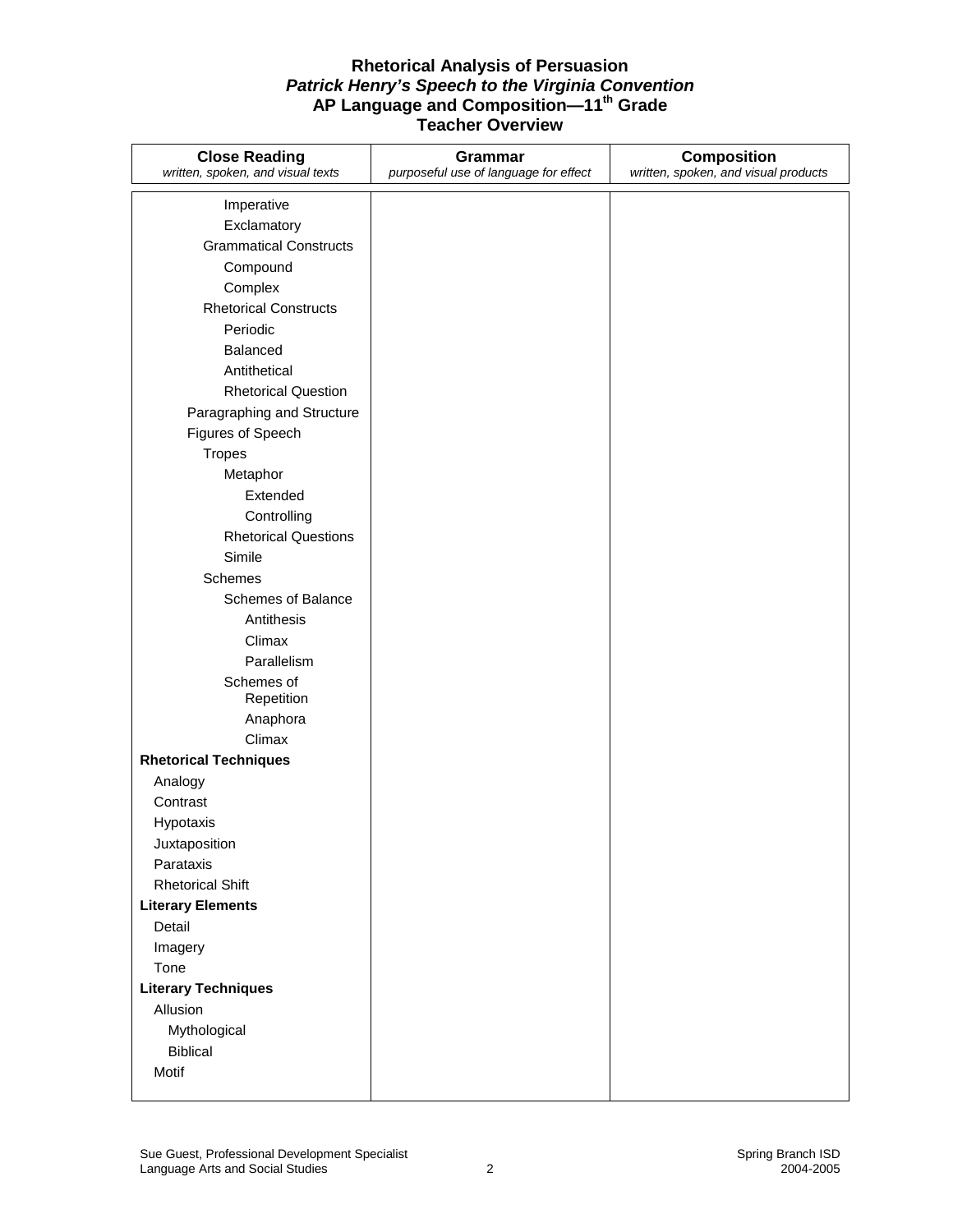# Rhetorical Analysis of Persuasion
## *Patrick Henry's Speech to the Virginia Convention*
## AP Language and Composition—11th Grade
## Teacher Overview

| **Close Reading**<br>*written, spoken, and visual texts* | **Grammar**<br>*purposeful use of language for effect* | **Composition**<br>*written, spoken, and visual products* |
|---|---|---|
| Imperative<br>Exclamatory<br>Grammatical Constructs<br>Compound<br>Complex<br>Rhetorical Constructs<br>Periodic<br>Balanced<br>Antithetical<br>Rhetorical Question<br>Paragraphing and Structure<br>Figures of Speech<br>Tropes<br>Metaphor<br>Extended<br>Controlling<br>Rhetorical Questions<br>Simile<br>Schemes<br>Schemes of Balance<br>Antithesis<br>Climax<br>Parallelism<br>Schemes of Repetition<br>Anaphora<br>Climax<br>**Rhetorical Techniques**<br>Analogy<br>Contrast<br>Hypotaxis<br>Juxtaposition<br>Parataxis<br>Rhetorical Shift<br>**Literary Elements**<br>Detail<br>Imagery<br>Tone<br>**Literary Techniques**<br>Allusion<br>Mythological<br>Biblical<br>Motif | | |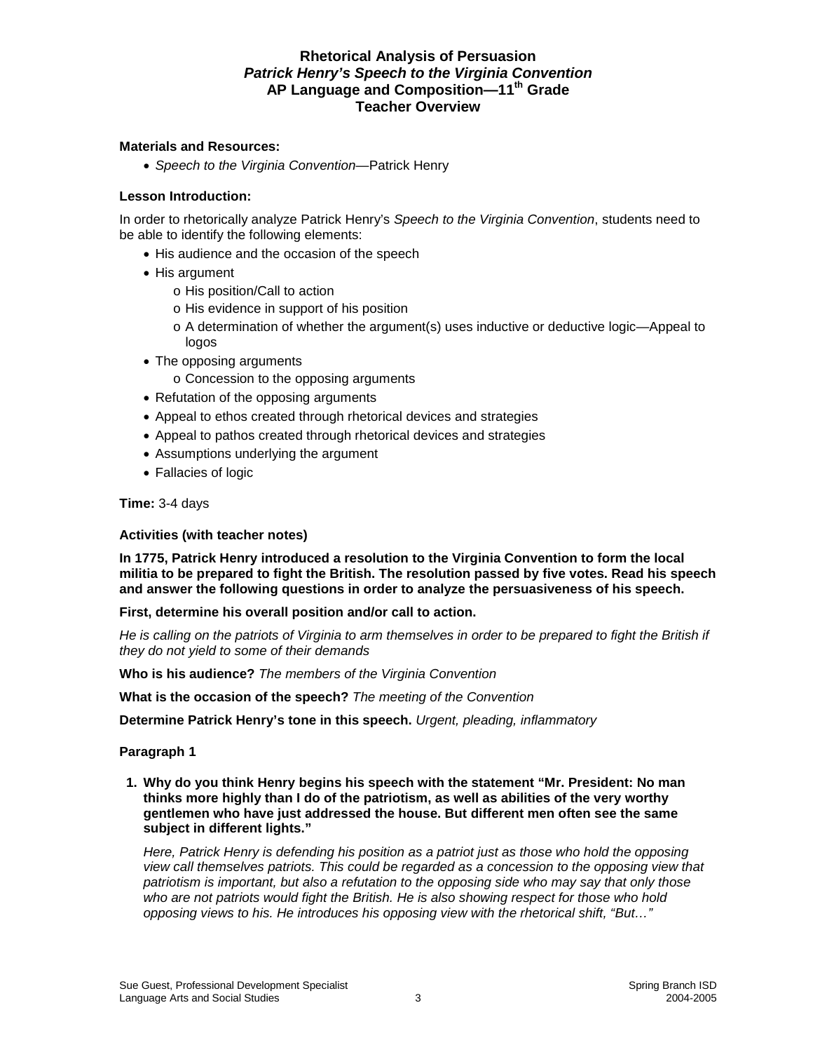# Rhetorical Analysis of Persuasion
## *Patrick Henry's Speech to the Virginia Convention*
## AP Language and Composition—11th Grade
## Teacher Overview

**Materials and Resources:**

- *Speech to the Virginia Convention*—Patrick Henry

**Lesson Introduction:**

In order to rhetorically analyze Patrick Henry's *Speech to the Virginia Convention*, students need to be able to identify the following elements:

- His audience and the occasion of the speech
- His argument
  - o His position/Call to action
  - o His evidence in support of his position
  - o A determination of whether the argument(s) uses inductive or deductive logic—Appeal to logos
- The opposing arguments
  - o Concession to the opposing arguments
- Refutation of the opposing arguments
- Appeal to ethos created through rhetorical devices and strategies
- Appeal to pathos created through rhetorical devices and strategies
- Assumptions underlying the argument
- Fallacies of logic

**Time:** 3-4 days

**Activities (with teacher notes)**

**In 1775, Patrick Henry introduced a resolution to the Virginia Convention to form the local militia to be prepared to fight the British. The resolution passed by five votes. Read his speech and answer the following questions in order to analyze the persuasiveness of his speech.**

**First, determine his overall position and/or call to action.**

*He is calling on the patriots of Virginia to arm themselves in order to be prepared to fight the British if they do not yield to some of their demands*

**Who is his audience?** *The members of the Virginia Convention*

**What is the occasion of the speech?** *The meeting of the Convention*

**Determine Patrick Henry's tone in this speech.** *Urgent, pleading, inflammatory*

**Paragraph 1**

1. **Why do you think Henry begins his speech with the statement "Mr. President: No man thinks more highly than I do of the patriotism, as well as abilities of the very worthy gentlemen who have just addressed the house. But different men often see the same subject in different lights."**

   *Here, Patrick Henry is defending his position as a patriot just as those who hold the opposing view call themselves patriots. This could be regarded as a concession to the opposing view that patriotism is important, but also a refutation to the opposing side who may say that only those who are not patriots would fight the British. He is also showing respect for those who hold opposing views to his. He introduces his opposing view with the rhetorical shift, "But…"*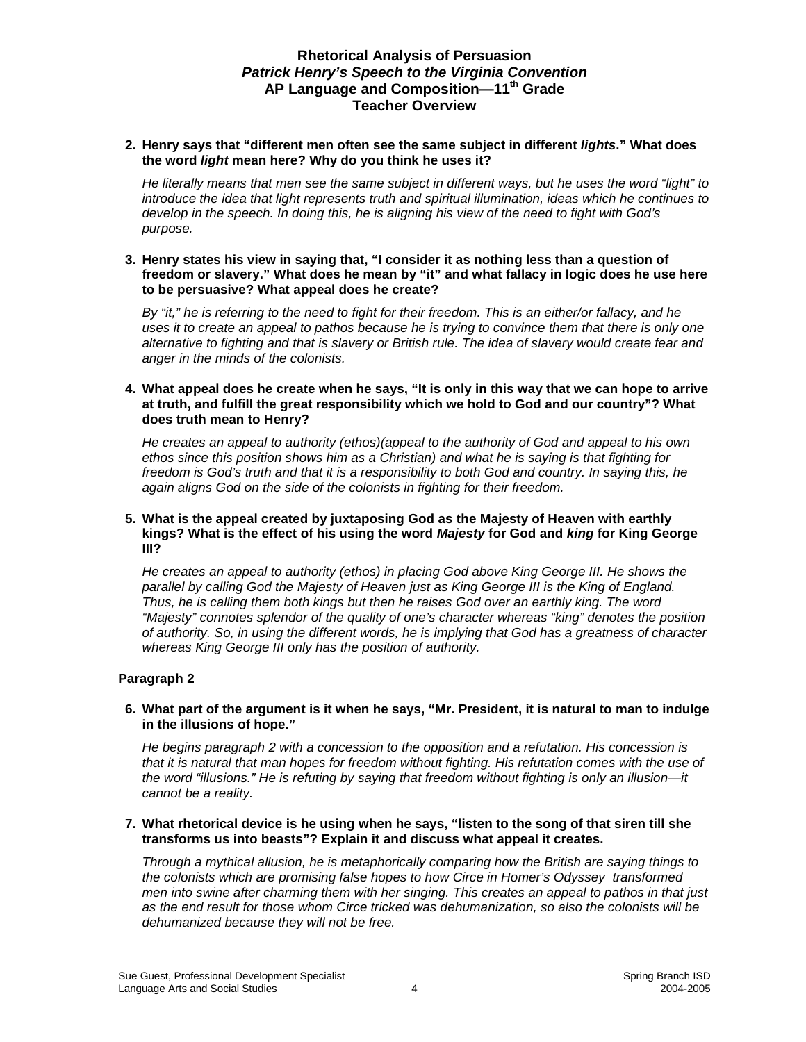**2. Henry says that "different men often see the same subject in different *lights*." What does the word *light* mean here? Why do you think he uses it?**

*He literally means that men see the same subject in different ways, but he uses the word "light" to introduce the idea that light represents truth and spiritual illumination, ideas which he continues to develop in the speech. In doing this, he is aligning his view of the need to fight with God's purpose.*

**3. Henry states his view in saying that, "I consider it as nothing less than a question of freedom or slavery." What does he mean by "it" and what fallacy in logic does he use here to be persuasive? What appeal does he create?**

*By "it," he is referring to the need to fight for their freedom. This is an either/or fallacy, and he uses it to create an appeal to pathos because he is trying to convince them that there is only one alternative to fighting and that is slavery or British rule. The idea of slavery would create fear and anger in the minds of the colonists.*

**4. What appeal does he create when he says, "It is only in this way that we can hope to arrive at truth, and fulfill the great responsibility which we hold to God and our country"? What does truth mean to Henry?**

*He creates an appeal to authority (ethos)(appeal to the authority of God and appeal to his own ethos since this position shows him as a Christian) and what he is saying is that fighting for freedom is God's truth and that it is a responsibility to both God and country. In saying this, he again aligns God on the side of the colonists in fighting for their freedom.*

**5. What is the appeal created by juxtaposing God as the Majesty of Heaven with earthly kings? What is the effect of his using the word *Majesty* for God and *king* for King George III?**

*He creates an appeal to authority (ethos) in placing God above King George III. He shows the parallel by calling God the Majesty of Heaven just as King George III is the King of England. Thus, he is calling them both kings but then he raises God over an earthly king. The word "Majesty" connotes splendor of the quality of one's character whereas "king" denotes the position of authority. So, in using the different words, he is implying that God has a greatness of character whereas King George III only has the position of authority.*

### Paragraph 2

**6. What part of the argument is it when he says, "Mr. President, it is natural to man to indulge in the illusions of hope."**

*He begins paragraph 2 with a concession to the opposition and a refutation. His concession is that it is natural that man hopes for freedom without fighting. His refutation comes with the use of the word "illusions." He is refuting by saying that freedom without fighting is only an illusion—it cannot be a reality.*

**7. What rhetorical device is he using when he says, "listen to the song of that siren till she transforms us into beasts"? Explain it and discuss what appeal it creates.**

*Through a mythical allusion, he is metaphorically comparing how the British are saying things to the colonists which are promising false hopes to how Circe in Homer's Odyssey transformed men into swine after charming them with her singing. This creates an appeal to pathos in that just as the end result for those whom Circe tricked was dehumanization, so also the colonists will be dehumanized because they will not be free.*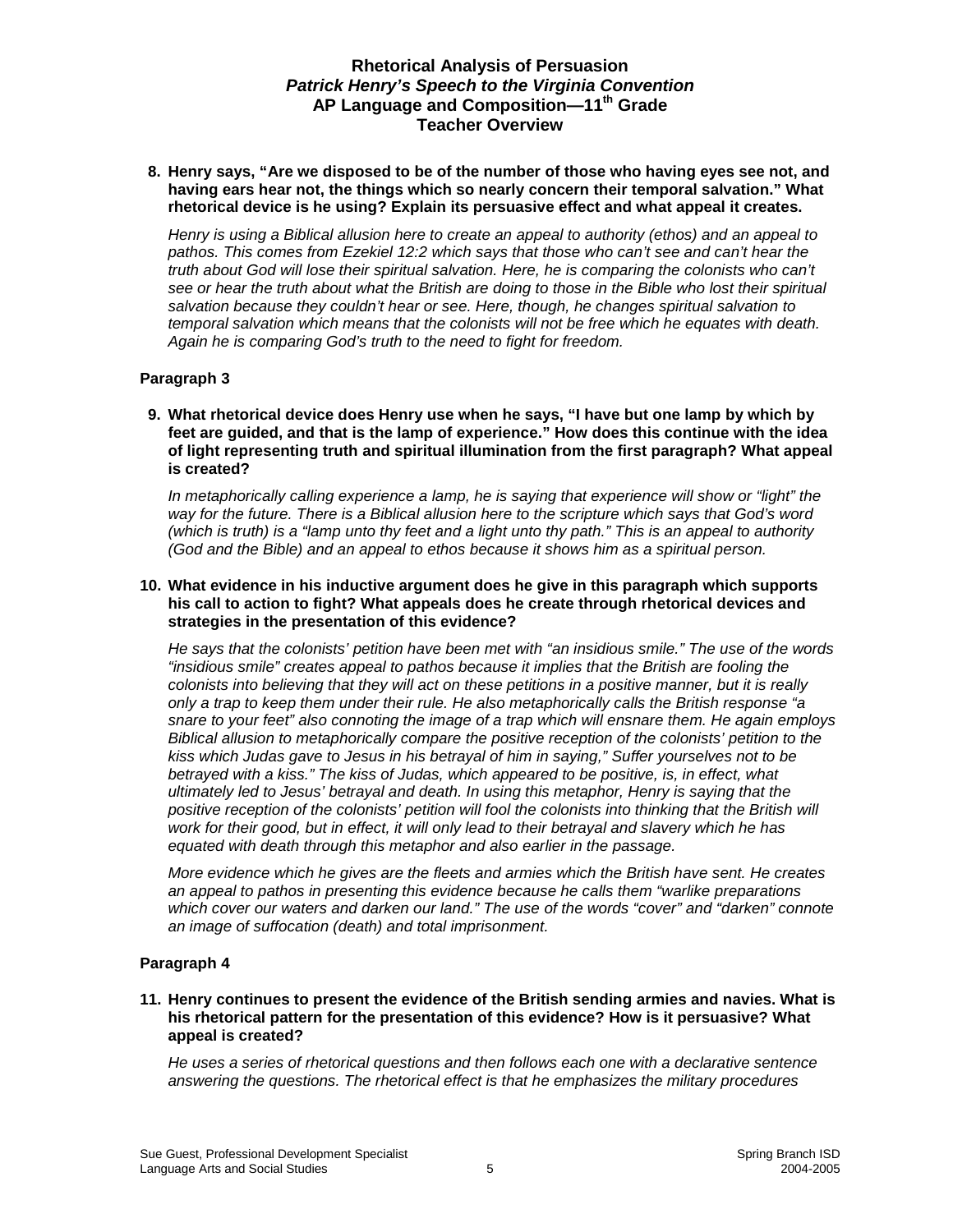**8. Henry says, "Are we disposed to be of the number of those who having eyes see not, and having ears hear not, the things which so nearly concern their temporal salvation." What rhetorical device is he using? Explain its persuasive effect and what appeal it creates.**

*Henry is using a Biblical allusion here to create an appeal to authority (ethos) and an appeal to pathos. This comes from Ezekiel 12:2 which says that those who can't see and can't hear the truth about God will lose their spiritual salvation. Here, he is comparing the colonists who can't see or hear the truth about what the British are doing to those in the Bible who lost their spiritual salvation because they couldn't hear or see. Here, though, he changes spiritual salvation to temporal salvation which means that the colonists will not be free which he equates with death. Again he is comparing God's truth to the need to fight for freedom.*

**Paragraph 3**

**9. What rhetorical device does Henry use when he says, "I have but one lamp by which by feet are guided, and that is the lamp of experience." How does this continue with the idea of light representing truth and spiritual illumination from the first paragraph? What appeal is created?**

*In metaphorically calling experience a lamp, he is saying that experience will show or "light" the way for the future. There is a Biblical allusion here to the scripture which says that God's word (which is truth) is a "lamp unto thy feet and a light unto thy path." This is an appeal to authority (God and the Bible) and an appeal to ethos because it shows him as a spiritual person.*

**10. What evidence in his inductive argument does he give in this paragraph which supports his call to action to fight? What appeals does he create through rhetorical devices and strategies in the presentation of this evidence?**

*He says that the colonists' petition have been met with "an insidious smile." The use of the words "insidious smile" creates appeal to pathos because it implies that the British are fooling the colonists into believing that they will act on these petitions in a positive manner, but it is really only a trap to keep them under their rule. He also metaphorically calls the British response "a snare to your feet" also connoting the image of a trap which will ensnare them. He again employs Biblical allusion to metaphorically compare the positive reception of the colonists' petition to the kiss which Judas gave to Jesus in his betrayal of him in saying," Suffer yourselves not to be betrayed with a kiss." The kiss of Judas, which appeared to be positive, is, in effect, what ultimately led to Jesus' betrayal and death. In using this metaphor, Henry is saying that the positive reception of the colonists' petition will fool the colonists into thinking that the British will work for their good, but in effect, it will only lead to their betrayal and slavery which he has equated with death through this metaphor and also earlier in the passage.*

*More evidence which he gives are the fleets and armies which the British have sent. He creates an appeal to pathos in presenting this evidence because he calls them "warlike preparations which cover our waters and darken our land." The use of the words "cover" and "darken" connote an image of suffocation (death) and total imprisonment.*

**Paragraph 4**

**11. Henry continues to present the evidence of the British sending armies and navies. What is his rhetorical pattern for the presentation of this evidence? How is it persuasive? What appeal is created?**

*He uses a series of rhetorical questions and then follows each one with a declarative sentence answering the questions. The rhetorical effect is that he emphasizes the military procedures*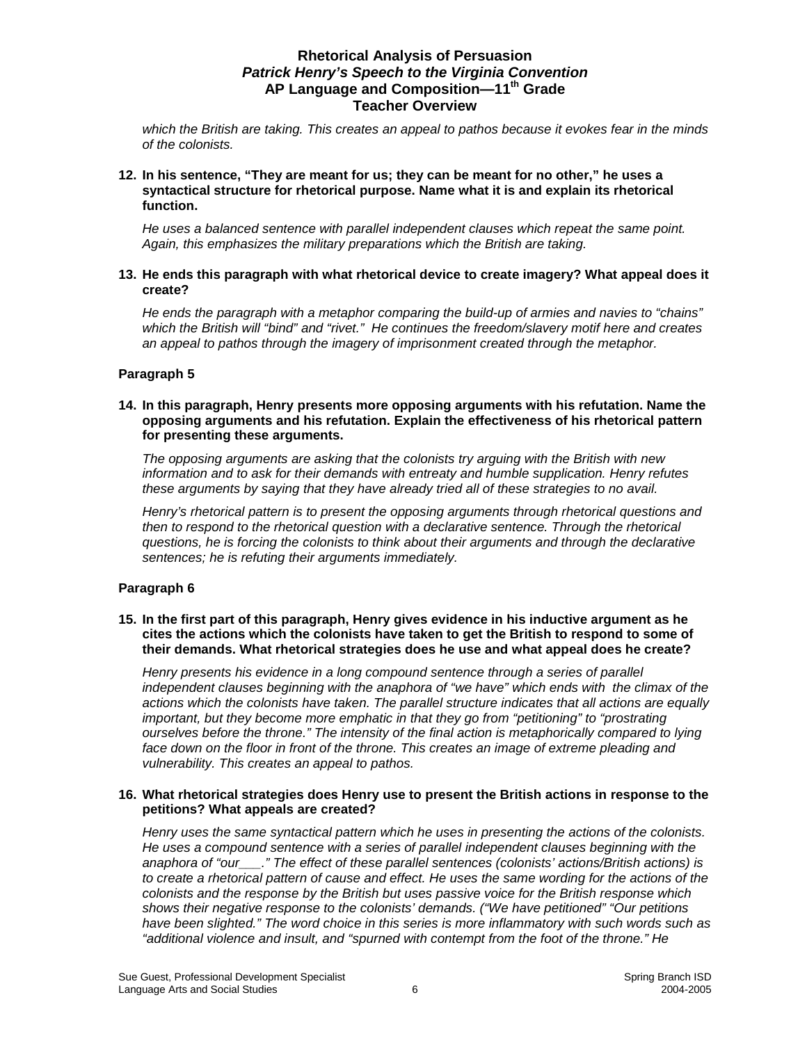*which the British are taking. This creates an appeal to pathos because it evokes fear in the minds of the colonists.*

**12. In his sentence, "They are meant for us; they can be meant for no other," he uses a syntactical structure for rhetorical purpose. Name what it is and explain its rhetorical function.**

*He uses a balanced sentence with parallel independent clauses which repeat the same point. Again, this emphasizes the military preparations which the British are taking.*

**13. He ends this paragraph with what rhetorical device to create imagery? What appeal does it create?**

*He ends the paragraph with a metaphor comparing the build-up of armies and navies to "chains" which the British will "bind" and "rivet." He continues the freedom/slavery motif here and creates an appeal to pathos through the imagery of imprisonment created through the metaphor.*

**Paragraph 5**

**14. In this paragraph, Henry presents more opposing arguments with his refutation. Name the opposing arguments and his refutation. Explain the effectiveness of his rhetorical pattern for presenting these arguments.**

*The opposing arguments are asking that the colonists try arguing with the British with new information and to ask for their demands with entreaty and humble supplication. Henry refutes these arguments by saying that they have already tried all of these strategies to no avail.*

*Henry's rhetorical pattern is to present the opposing arguments through rhetorical questions and then to respond to the rhetorical question with a declarative sentence. Through the rhetorical questions, he is forcing the colonists to think about their arguments and through the declarative sentences; he is refuting their arguments immediately.*

**Paragraph 6**

**15. In the first part of this paragraph, Henry gives evidence in his inductive argument as he cites the actions which the colonists have taken to get the British to respond to some of their demands. What rhetorical strategies does he use and what appeal does he create?**

*Henry presents his evidence in a long compound sentence through a series of parallel independent clauses beginning with the anaphora of "we have" which ends with the climax of the actions which the colonists have taken. The parallel structure indicates that all actions are equally important, but they become more emphatic in that they go from "petitioning" to "prostrating ourselves before the throne." The intensity of the final action is metaphorically compared to lying face down on the floor in front of the throne. This creates an image of extreme pleading and vulnerability. This creates an appeal to pathos.*

**16. What rhetorical strategies does Henry use to present the British actions in response to the petitions? What appeals are created?**

*Henry uses the same syntactical pattern which he uses in presenting the actions of the colonists. He uses a compound sentence with a series of parallel independent clauses beginning with the anaphora of "our___." The effect of these parallel sentences (colonists' actions/British actions) is to create a rhetorical pattern of cause and effect. He uses the same wording for the actions of the colonists and the response by the British but uses passive voice for the British response which shows their negative response to the colonists' demands. ("We have petitioned" "Our petitions have been slighted." The word choice in this series is more inflammatory with such words such as "additional violence and insult, and "spurned with contempt from the foot of the throne." He*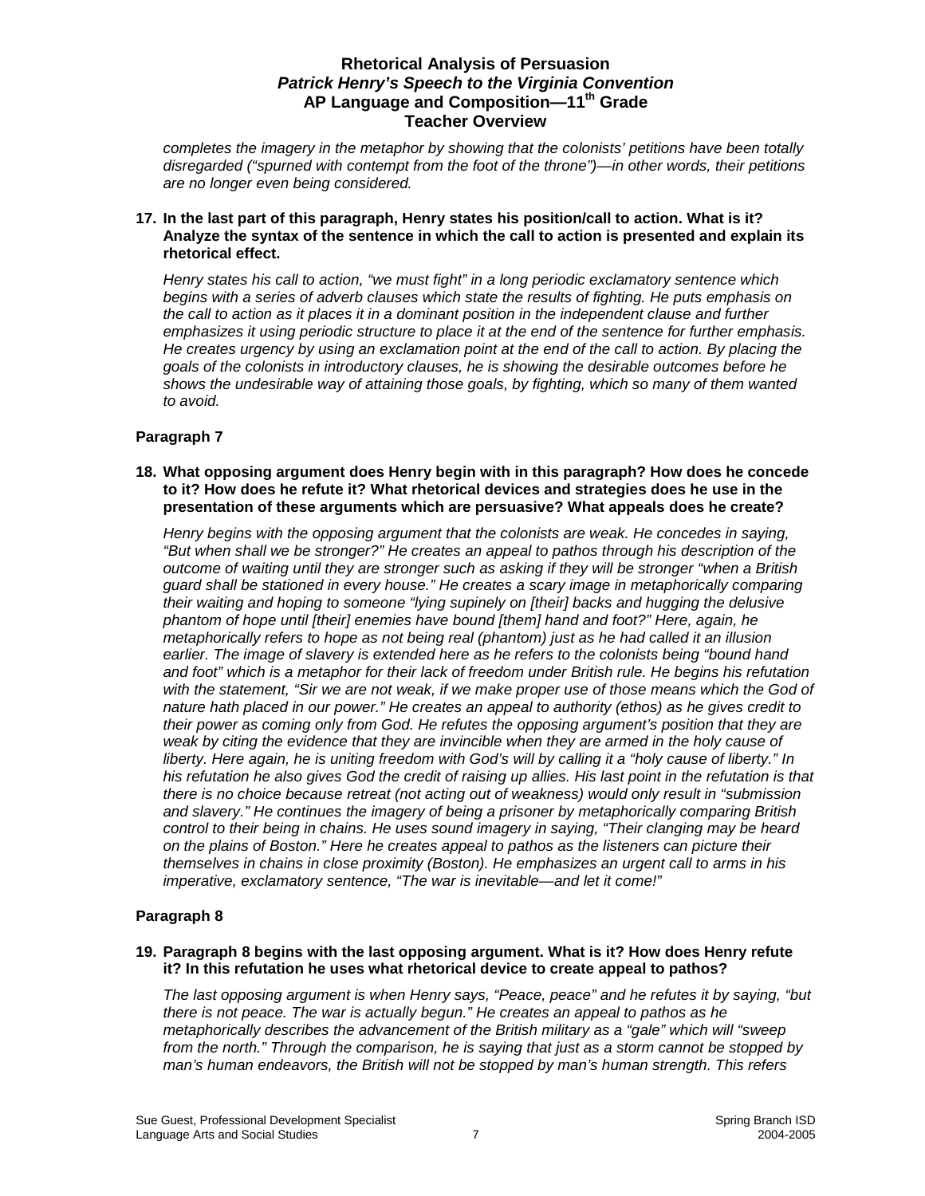*completes the imagery in the metaphor by showing that the colonists' petitions have been totally disregarded ("spurned with contempt from the foot of the throne")—in other words, their petitions are no longer even being considered.*

**17. In the last part of this paragraph, Henry states his position/call to action. What is it? Analyze the syntax of the sentence in which the call to action is presented and explain its rhetorical effect.**

*Henry states his call to action, "we must fight" in a long periodic exclamatory sentence which begins with a series of adverb clauses which state the results of fighting. He puts emphasis on the call to action as it places it in a dominant position in the independent clause and further emphasizes it using periodic structure to place it at the end of the sentence for further emphasis. He creates urgency by using an exclamation point at the end of the call to action. By placing the goals of the colonists in introductory clauses, he is showing the desirable outcomes before he shows the undesirable way of attaining those goals, by fighting, which so many of them wanted to avoid.*

### Paragraph 7

**18. What opposing argument does Henry begin with in this paragraph? How does he concede to it? How does he refute it? What rhetorical devices and strategies does he use in the presentation of these arguments which are persuasive? What appeals does he create?**

*Henry begins with the opposing argument that the colonists are weak. He concedes in saying, "But when shall we be stronger?" He creates an appeal to pathos through his description of the outcome of waiting until they are stronger such as asking if they will be stronger "when a British guard shall be stationed in every house." He creates a scary image in metaphorically comparing their waiting and hoping to someone "lying supinely on [their] backs and hugging the delusive phantom of hope until [their] enemies have bound [them] hand and foot?" Here, again, he metaphorically refers to hope as not being real (phantom) just as he had called it an illusion earlier. The image of slavery is extended here as he refers to the colonists being "bound hand and foot" which is a metaphor for their lack of freedom under British rule. He begins his refutation with the statement, "Sir we are not weak, if we make proper use of those means which the God of nature hath placed in our power." He creates an appeal to authority (ethos) as he gives credit to their power as coming only from God. He refutes the opposing argument's position that they are weak by citing the evidence that they are invincible when they are armed in the holy cause of liberty. Here again, he is uniting freedom with God's will by calling it a "holy cause of liberty." In his refutation he also gives God the credit of raising up allies. His last point in the refutation is that there is no choice because retreat (not acting out of weakness) would only result in "submission and slavery." He continues the imagery of being a prisoner by metaphorically comparing British control to their being in chains. He uses sound imagery in saying, "Their clanging may be heard on the plains of Boston." Here he creates appeal to pathos as the listeners can picture their themselves in chains in close proximity (Boston). He emphasizes an urgent call to arms in his imperative, exclamatory sentence, "The war is inevitable—and let it come!"*

### Paragraph 8

**19. Paragraph 8 begins with the last opposing argument. What is it? How does Henry refute it? In this refutation he uses what rhetorical device to create appeal to pathos?**

*The last opposing argument is when Henry says, "Peace, peace" and he refutes it by saying, "but there is not peace. The war is actually begun." He creates an appeal to pathos as he metaphorically describes the advancement of the British military as a "gale" which will "sweep from the north." Through the comparison, he is saying that just as a storm cannot be stopped by man's human endeavors, the British will not be stopped by man's human strength. This refers*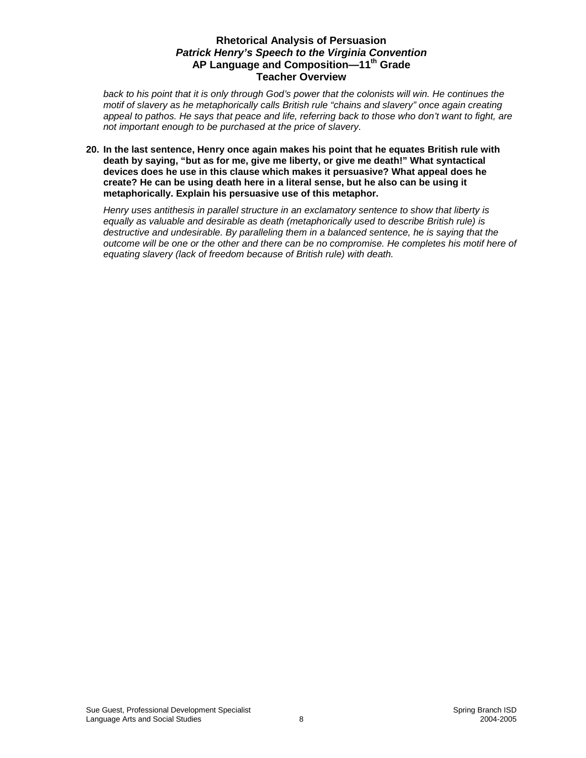*back to his point that it is only through God's power that the colonists will win. He continues the motif of slavery as he metaphorically calls British rule "chains and slavery" once again creating appeal to pathos. He says that peace and life, referring back to those who don't want to fight, are not important enough to be purchased at the price of slavery.*

**20. In the last sentence, Henry once again makes his point that he equates British rule with death by saying, "but as for me, give me liberty, or give me death!" What syntactical devices does he use in this clause which makes it persuasive? What appeal does he create? He can be using death here in a literal sense, but he also can be using it metaphorically. Explain his persuasive use of this metaphor.**

*Henry uses antithesis in parallel structure in an exclamatory sentence to show that liberty is equally as valuable and desirable as death (metaphorically used to describe British rule) is destructive and undesirable. By paralleling them in a balanced sentence, he is saying that the outcome will be one or the other and there can be no compromise. He completes his motif here of equating slavery (lack of freedom because of British rule) with death.*